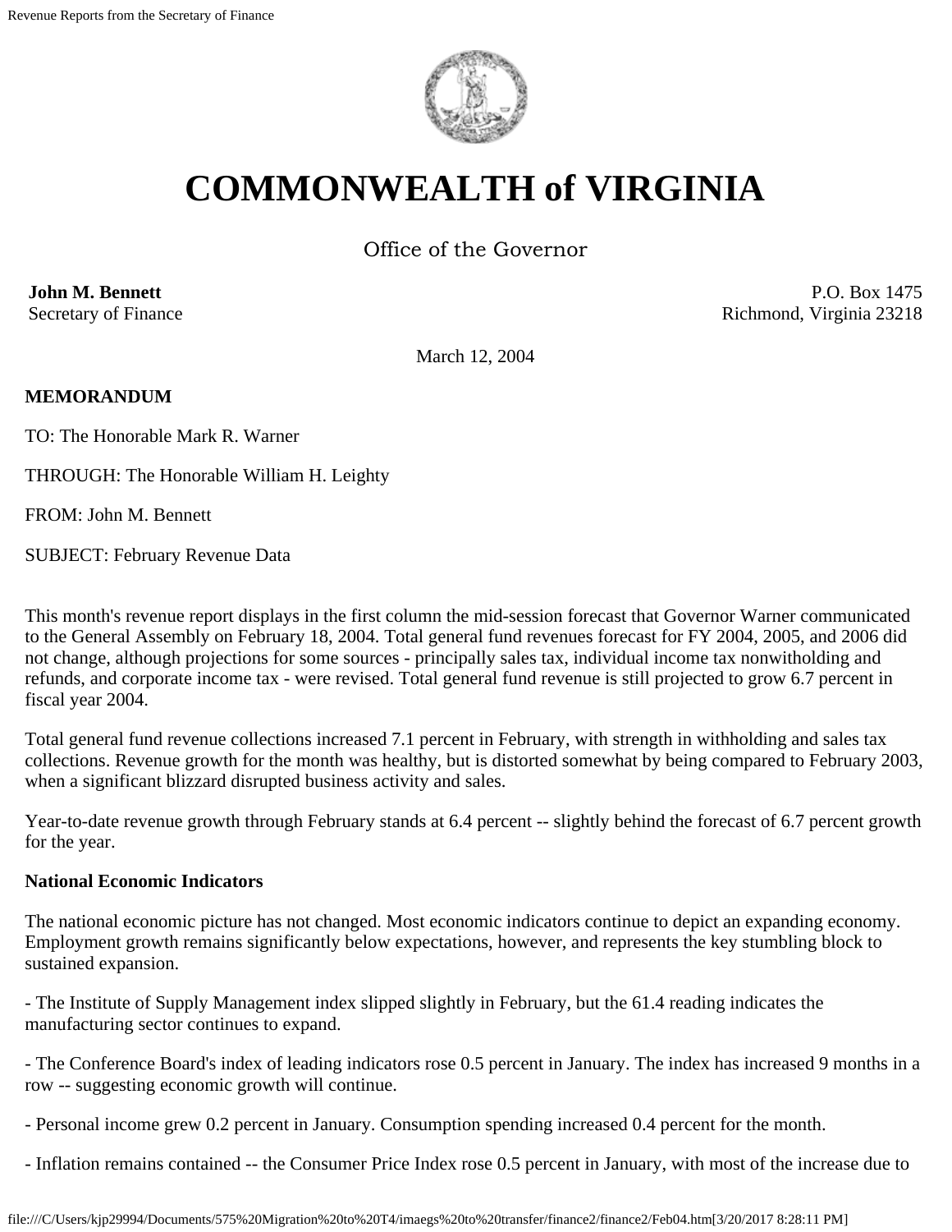# COMMONWEALTH of VIRGINIA

Office of the Governor

**John M. Bennett**
Secretary of Finance

P.O. Box 1475
Richmond, Virginia 23218

March 12, 2004

**MEMORANDUM**

TO: The Honorable Mark R. Warner

THROUGH: The Honorable William H. Leighty

FROM: John M. Bennett

SUBJECT: February Revenue Data

This month's revenue report displays in the first column the mid-session forecast that Governor Warner communicated to the General Assembly on February 18, 2004. Total general fund revenues forecast for FY 2004, 2005, and 2006 did not change, although projections for some sources - principally sales tax, individual income tax nonwitholding and refunds, and corporate income tax - were revised. Total general fund revenue is still projected to grow 6.7 percent in fiscal year 2004.

Total general fund revenue collections increased 7.1 percent in February, with strength in withholding and sales tax collections. Revenue growth for the month was healthy, but is distorted somewhat by being compared to February 2003, when a significant blizzard disrupted business activity and sales.

Year-to-date revenue growth through February stands at 6.4 percent -- slightly behind the forecast of 6.7 percent growth for the year.

**National Economic Indicators**

The national economic picture has not changed. Most economic indicators continue to depict an expanding economy. Employment growth remains significantly below expectations, however, and represents the key stumbling block to sustained expansion.

- The Institute of Supply Management index slipped slightly in February, but the 61.4 reading indicates the manufacturing sector continues to expand.

- The Conference Board's index of leading indicators rose 0.5 percent in January. The index has increased 9 months in a row -- suggesting economic growth will continue.

- Personal income grew 0.2 percent in January. Consumption spending increased 0.4 percent for the month.

- Inflation remains contained -- the Consumer Price Index rose 0.5 percent in January, with most of the increase due to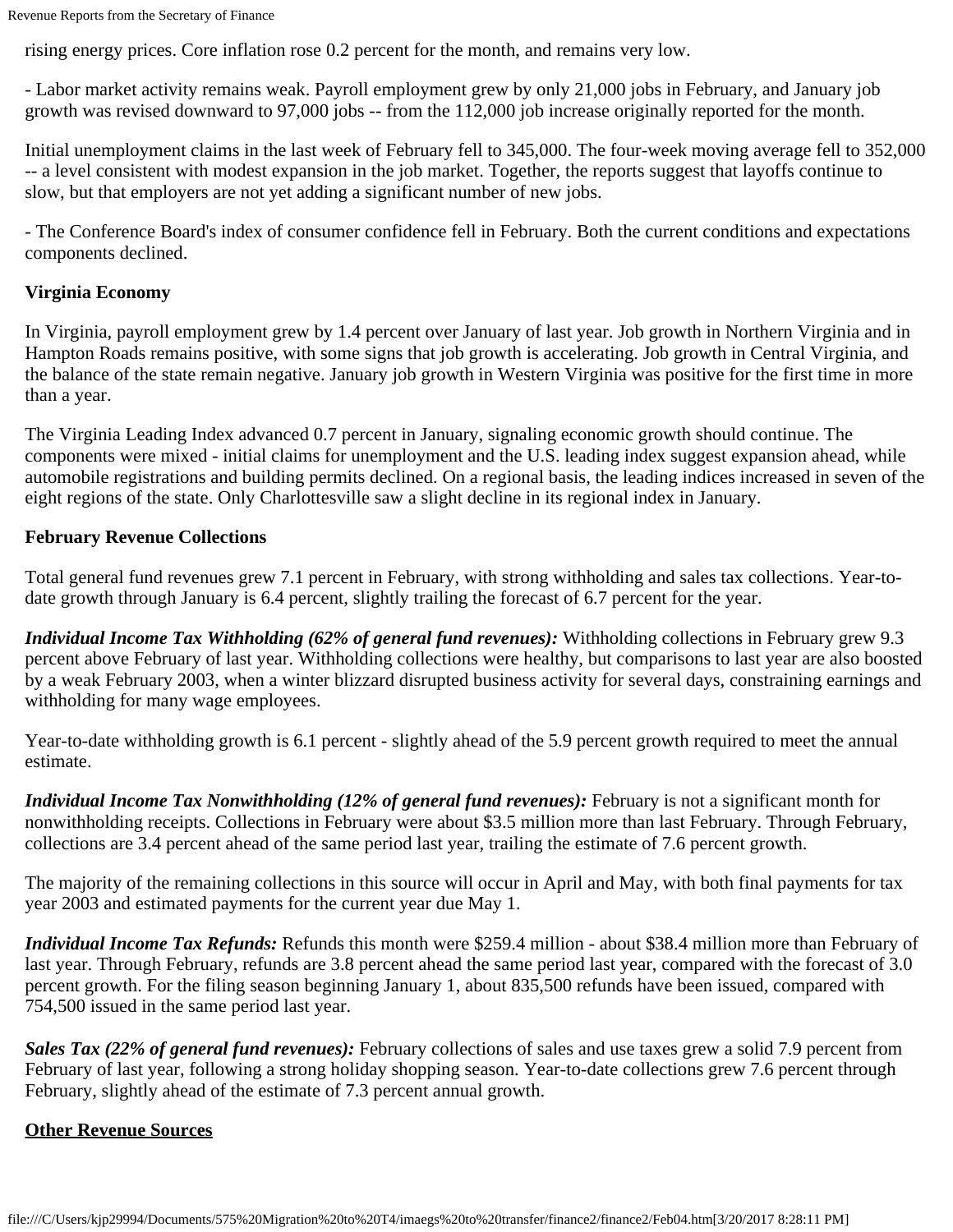rising energy prices. Core inflation rose 0.2 percent for the month, and remains very low.

- Labor market activity remains weak. Payroll employment grew by only 21,000 jobs in February, and January job growth was revised downward to 97,000 jobs -- from the 112,000 job increase originally reported for the month.

Initial unemployment claims in the last week of February fell to 345,000. The four-week moving average fell to 352,000 -- a level consistent with modest expansion in the job market. Together, the reports suggest that layoffs continue to slow, but that employers are not yet adding a significant number of new jobs.

- The Conference Board's index of consumer confidence fell in February. Both the current conditions and expectations components declined.

**Virginia Economy**

In Virginia, payroll employment grew by 1.4 percent over January of last year. Job growth in Northern Virginia and in Hampton Roads remains positive, with some signs that job growth is accelerating. Job growth in Central Virginia, and the balance of the state remain negative. January job growth in Western Virginia was positive for the first time in more than a year.

The Virginia Leading Index advanced 0.7 percent in January, signaling economic growth should continue. The components were mixed - initial claims for unemployment and the U.S. leading index suggest expansion ahead, while automobile registrations and building permits declined. On a regional basis, the leading indices increased in seven of the eight regions of the state. Only Charlottesville saw a slight decline in its regional index in January.

**February Revenue Collections**

Total general fund revenues grew 7.1 percent in February, with strong withholding and sales tax collections. Year-to-date growth through January is 6.4 percent, slightly trailing the forecast of 6.7 percent for the year.

***Individual Income Tax Withholding (62% of general fund revenues):*** Withholding collections in February grew 9.3 percent above February of last year. Withholding collections were healthy, but comparisons to last year are also boosted by a weak February 2003, when a winter blizzard disrupted business activity for several days, constraining earnings and withholding for many wage employees.

Year-to-date withholding growth is 6.1 percent - slightly ahead of the 5.9 percent growth required to meet the annual estimate.

***Individual Income Tax Nonwithholding (12% of general fund revenues):*** February is not a significant month for nonwithholding receipts. Collections in February were about $3.5 million more than last February. Through February, collections are 3.4 percent ahead of the same period last year, trailing the estimate of 7.6 percent growth.

The majority of the remaining collections in this source will occur in April and May, with both final payments for tax year 2003 and estimated payments for the current year due May 1.

***Individual Income Tax Refunds:*** Refunds this month were $259.4 million - about $38.4 million more than February of last year. Through February, refunds are 3.8 percent ahead the same period last year, compared with the forecast of 3.0 percent growth. For the filing season beginning January 1, about 835,500 refunds have been issued, compared with 754,500 issued in the same period last year.

***Sales Tax (22% of general fund revenues):*** February collections of sales and use taxes grew a solid 7.9 percent from February of last year, following a strong holiday shopping season. Year-to-date collections grew 7.6 percent through February, slightly ahead of the estimate of 7.3 percent annual growth.

**Other Revenue Sources**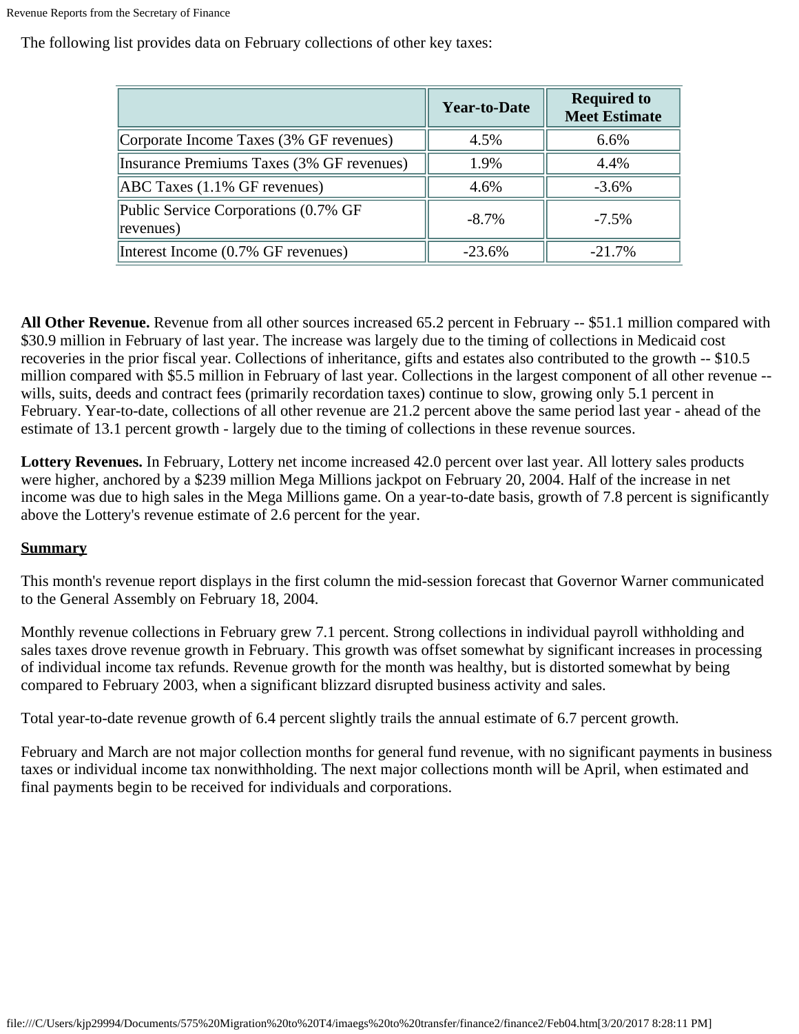The following list provides data on February collections of other key taxes:

| | Year-to-Date | Required to Meet Estimate |
|---|---|---|
| Corporate Income Taxes (3% GF revenues) | 4.5% | 6.6% |
| Insurance Premiums Taxes (3% GF revenues) | 1.9% | 4.4% |
| ABC Taxes (1.1% GF revenues) | 4.6% | -3.6% |
| Public Service Corporations (0.7% GF revenues) | -8.7% | -7.5% |
| Interest Income (0.7% GF revenues) | -23.6% | -21.7% |

**All Other Revenue.** Revenue from all other sources increased 65.2 percent in February -- $51.1 million compared with $30.9 million in February of last year. The increase was largely due to the timing of collections in Medicaid cost recoveries in the prior fiscal year. Collections of inheritance, gifts and estates also contributed to the growth -- $10.5 million compared with $5.5 million in February of last year. Collections in the largest component of all other revenue -- wills, suits, deeds and contract fees (primarily recordation taxes) continue to slow, growing only 5.1 percent in February. Year-to-date, collections of all other revenue are 21.2 percent above the same period last year - ahead of the estimate of 13.1 percent growth - largely due to the timing of collections in these revenue sources.

**Lottery Revenues.** In February, Lottery net income increased 42.0 percent over last year. All lottery sales products were higher, anchored by a $239 million Mega Millions jackpot on February 20, 2004. Half of the increase in net income was due to high sales in the Mega Millions game. On a year-to-date basis, growth of 7.8 percent is significantly above the Lottery's revenue estimate of 2.6 percent for the year.

**Summary**

This month's revenue report displays in the first column the mid-session forecast that Governor Warner communicated to the General Assembly on February 18, 2004.

Monthly revenue collections in February grew 7.1 percent. Strong collections in individual payroll withholding and sales taxes drove revenue growth in February. This growth was offset somewhat by significant increases in processing of individual income tax refunds. Revenue growth for the month was healthy, but is distorted somewhat by being compared to February 2003, when a significant blizzard disrupted business activity and sales.

Total year-to-date revenue growth of 6.4 percent slightly trails the annual estimate of 6.7 percent growth.

February and March are not major collection months for general fund revenue, with no significant payments in business taxes or individual income tax nonwithholding. The next major collections month will be April, when estimated and final payments begin to be received for individuals and corporations.